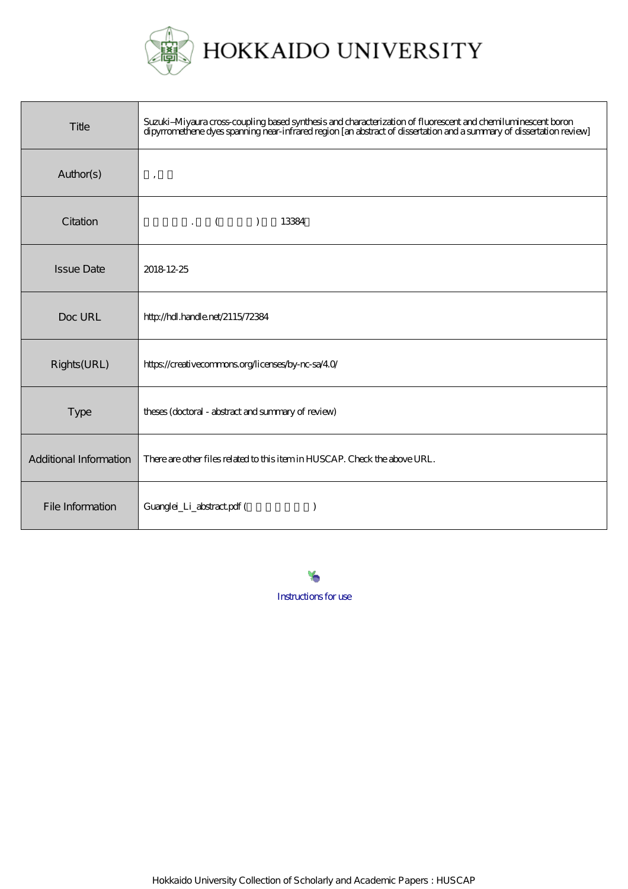# HOKKAIDO UNIVERSITY

| | |
|---|---|
| Title | Suzuki–Miyaura cross-coupling based synthesis and characterization of fluorescent and chemiluminescent boron dipyrromethene dyes spanning near-infrared region [an abstract of dissertation and a summary of dissertation review] |
| Author(s) | , |
| Citation | . ( ) 13384 |
| Issue Date | 2018-12-25 |
| Doc URL | http://hdl.handle.net/2115/72384 |
| Rights(URL) | https://creativecommons.org/licenses/by-nc-sa/4.0/ |
| Type | theses (doctoral - abstract and summary of review) |
| Additional Information | There are other files related to this item in HUSCAP. Check the above URL. |
| File Information | Guanglei_Li_abstract.pdf ( ) |

Instructions for use

Hokkaido University Collection of Scholarly and Academic Papers : HUSCAP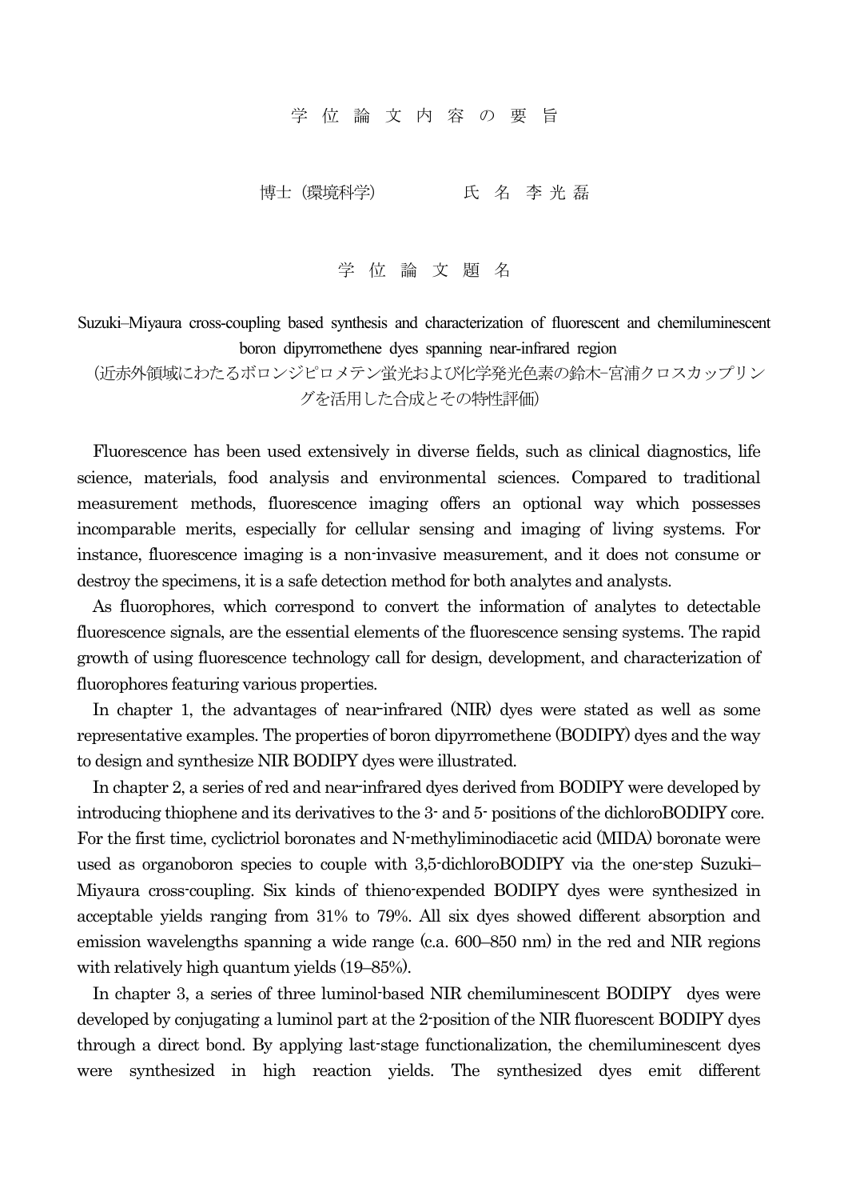学 位 論 文 内 容 の 要 旨

博士（環境科学）　　　　氏 名 李 光 磊

学 位 論 文 題 名

Suzuki–Miyaura cross-coupling based synthesis and characterization of fluorescent and chemiluminescent boron dipyrromethene dyes spanning near-infrared region
（近赤外領域にわたるボロンジピロメテン蛍光および化学発光色素の鈴木−宮浦クロスカップリングを活用した合成とその特性評価）

Fluorescence has been used extensively in diverse fields, such as clinical diagnostics, life science, materials, food analysis and environmental sciences. Compared to traditional measurement methods, fluorescence imaging offers an optional way which possesses incomparable merits, especially for cellular sensing and imaging of living systems. For instance, fluorescence imaging is a non-invasive measurement, and it does not consume or destroy the specimens, it is a safe detection method for both analytes and analysts.

As fluorophores, which correspond to convert the information of analytes to detectable fluorescence signals, are the essential elements of the fluorescence sensing systems. The rapid growth of using fluorescence technology call for design, development, and characterization of fluorophores featuring various properties.

In chapter 1, the advantages of near-infrared (NIR) dyes were stated as well as some representative examples. The properties of boron dipyrromethene (BODIPY) dyes and the way to design and synthesize NIR BODIPY dyes were illustrated.

In chapter 2, a series of red and near-infrared dyes derived from BODIPY were developed by introducing thiophene and its derivatives to the 3- and 5- positions of the dichloroBODIPY core. For the first time, cyclictriol boronates and N-methyliminodiacetic acid (MIDA) boronate were used as organoboron species to couple with 3,5-dichloroBODIPY via the one-step Suzuki–Miyaura cross-coupling. Six kinds of thieno-expended BODIPY dyes were synthesized in acceptable yields ranging from 31% to 79%. All six dyes showed different absorption and emission wavelengths spanning a wide range (c.a. 600–850 nm) in the red and NIR regions with relatively high quantum yields (19–85%).

In chapter 3, a series of three luminol-based NIR chemiluminescent BODIPY dyes were developed by conjugating a luminol part at the 2-position of the NIR fluorescent BODIPY dyes through a direct bond. By applying last-stage functionalization, the chemiluminescent dyes were synthesized in high reaction yields. The synthesized dyes emit different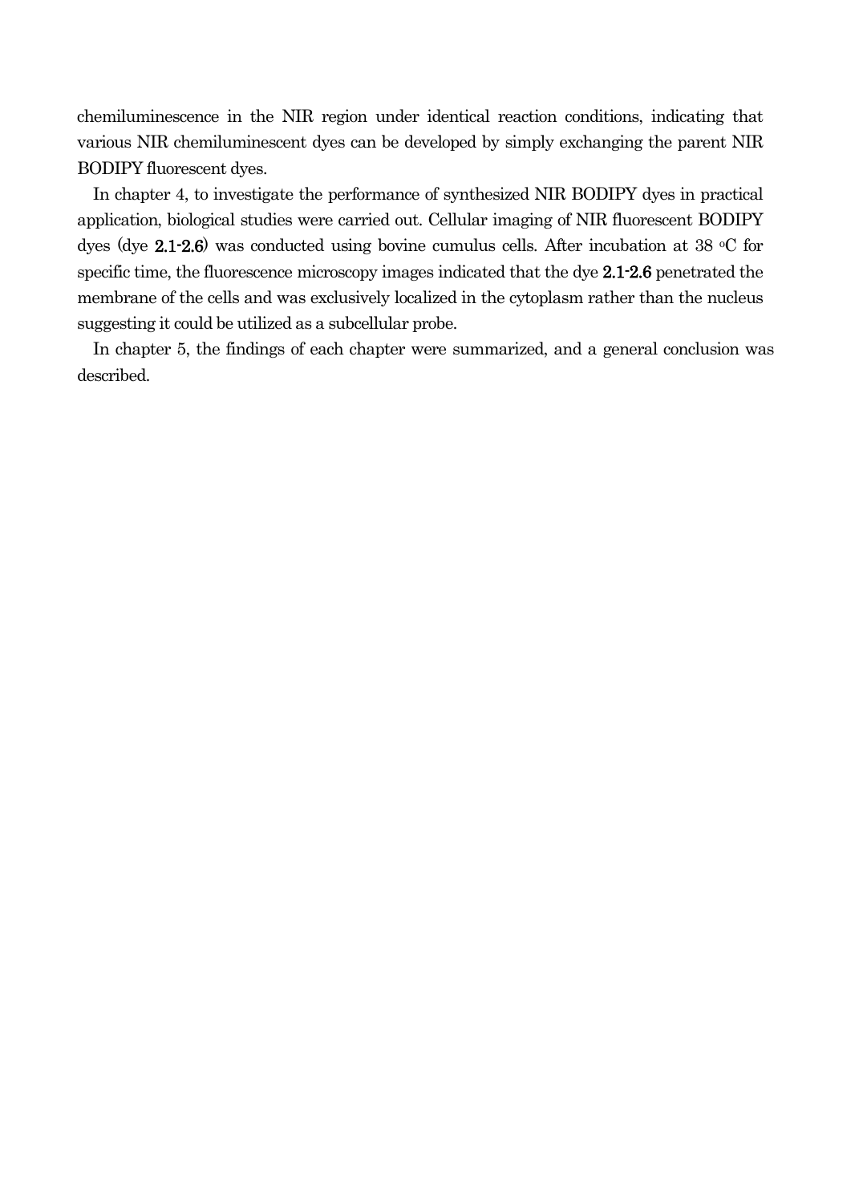chemiluminescence in the NIR region under identical reaction conditions, indicating that various NIR chemiluminescent dyes can be developed by simply exchanging the parent NIR BODIPY fluorescent dyes.

In chapter 4, to investigate the performance of synthesized NIR BODIPY dyes in practical application, biological studies were carried out. Cellular imaging of NIR fluorescent BODIPY dyes (dye **2.1**-**2.6**) was conducted using bovine cumulus cells. After incubation at 38 °C for specific time, the fluorescence microscopy images indicated that the dye **2.1**-**2.6** penetrated the membrane of the cells and was exclusively localized in the cytoplasm rather than the nucleus suggesting it could be utilized as a subcellular probe.

In chapter 5, the findings of each chapter were summarized, and a general conclusion was described.